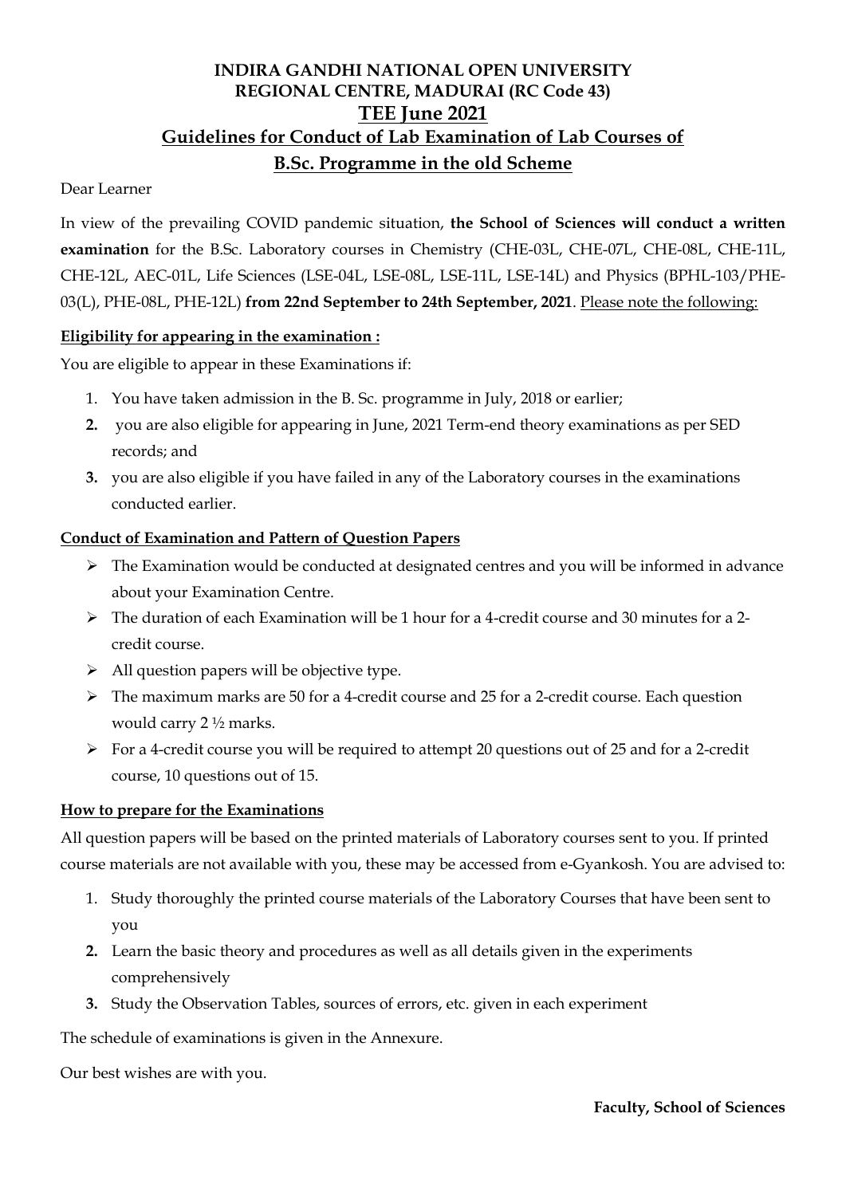# INDIRA GANDHI NATIONAL OPEN UNIVERSITY
# REGIONAL CENTRE, MADURAI (RC Code 43)
## TEE June 2021
## Guidelines for Conduct of Lab Examination of Lab Courses of B.Sc. Programme in the old Scheme

Dear Learner

In view of the prevailing COVID pandemic situation, **the School of Sciences will conduct a written examination** for the B.Sc. Laboratory courses in Chemistry (CHE-03L, CHE-07L, CHE-08L, CHE-11L, CHE-12L, AEC-01L, Life Sciences (LSE-04L, LSE-08L, LSE-11L, LSE-14L) and Physics (BPHL-103/PHE-03(L), PHE-08L, PHE-12L) **from 22nd September to 24th September, 2021**. Please note the following:

**Eligibility for appearing in the examination :**

You are eligible to appear in these Examinations if:

1. You have taken admission in the B. Sc. programme in July, 2018 or earlier;
2. you are also eligible for appearing in June, 2021 Term-end theory examinations as per SED records; and
3. you are also eligible if you have failed in any of the Laboratory courses in the examinations conducted earlier.

**Conduct of Examination and Pattern of Question Papers**

- The Examination would be conducted at designated centres and you will be informed in advance about your Examination Centre.
- The duration of each Examination will be 1 hour for a 4-credit course and 30 minutes for a 2-credit course.
- All question papers will be objective type.
- The maximum marks are 50 for a 4-credit course and 25 for a 2-credit course. Each question would carry 2 ½ marks.
- For a 4-credit course you will be required to attempt 20 questions out of 25 and for a 2-credit course, 10 questions out of 15.

**How to prepare for the Examinations**

All question papers will be based on the printed materials of Laboratory courses sent to you. If printed course materials are not available with you, these may be accessed from e-Gyankosh. You are advised to:

1. Study thoroughly the printed course materials of the Laboratory Courses that have been sent to you
2. Learn the basic theory and procedures as well as all details given in the experiments comprehensively
3. Study the Observation Tables, sources of errors, etc. given in each experiment

The schedule of examinations is given in the Annexure.

Our best wishes are with you.

**Faculty, School of Sciences**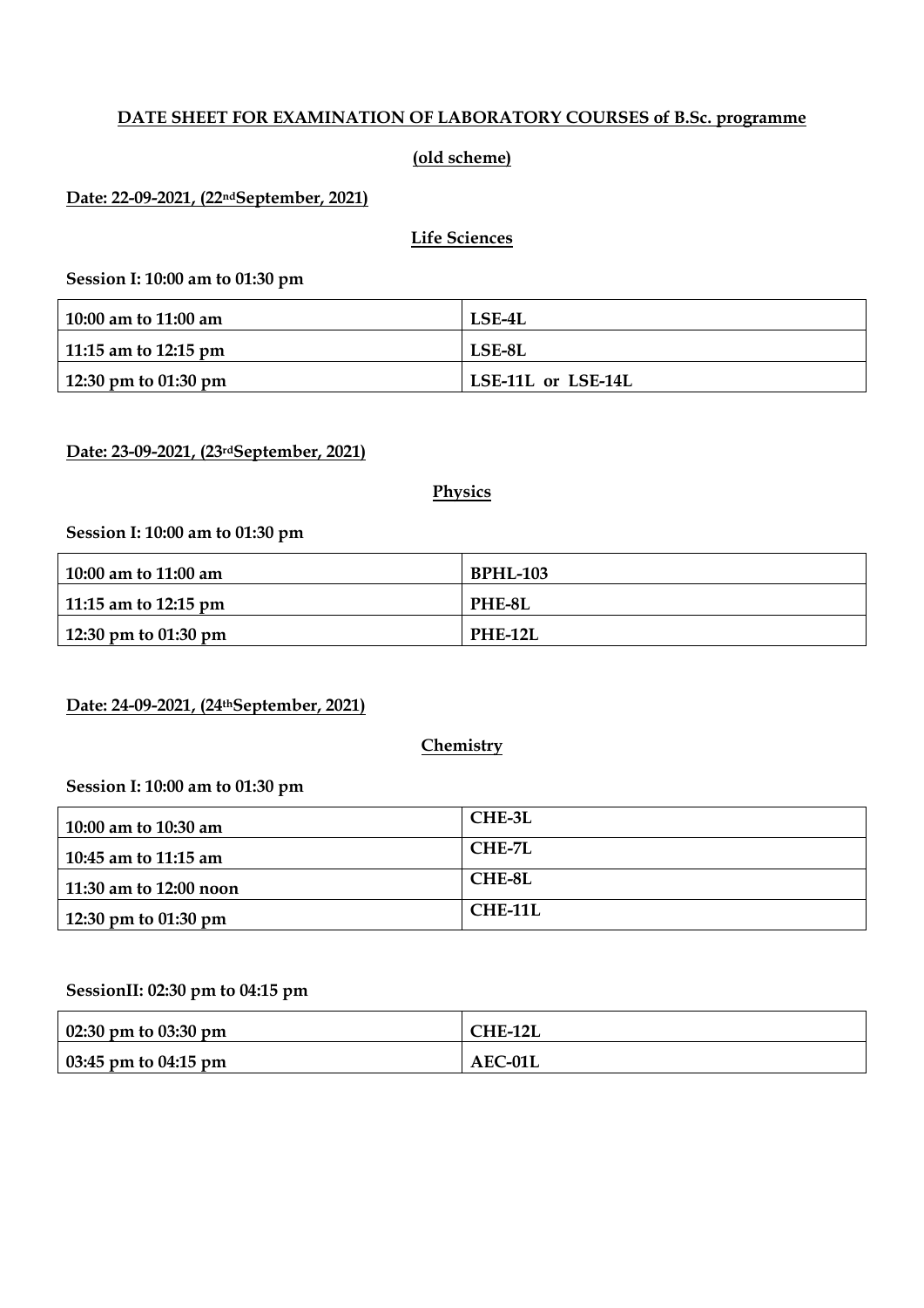**DATE SHEET FOR EXAMINATION OF LABORATORY COURSES of B.Sc. programme**

**(old scheme)**

**Date: 22-09-2021, (22nd September, 2021)**

**Life Sciences**

**Session I: 10:00 am to 01:30 pm**

| | |
|---|---|
| 10:00 am to 11:00 am | LSE-4L |
| 11:15 am to 12:15 pm | LSE-8L |
| 12:30 pm to 01:30 pm | LSE-11L or LSE-14L |

**Date: 23-09-2021, (23rd September, 2021)**

**Physics**

**Session I: 10:00 am to 01:30 pm**

| | |
|---|---|
| 10:00 am to 11:00 am | BPHL-103 |
| 11:15 am to 12:15 pm | PHE-8L |
| 12:30 pm to 01:30 pm | PHE-12L |

**Date: 24-09-2021, (24th September, 2021)**

**Chemistry**

**Session I: 10:00 am to 01:30 pm**

| | |
|---|---|
| 10:00 am to 10:30 am | CHE-3L |
| 10:45 am to 11:15 am | CHE-7L |
| 11:30 am to 12:00 noon | CHE-8L |
| 12:30 pm to 01:30 pm | CHE-11L |

**SessionII: 02:30 pm to 04:15 pm**

| | |
|---|---|
| 02:30 pm to 03:30 pm | CHE-12L |
| 03:45 pm to 04:15 pm | AEC-01L |